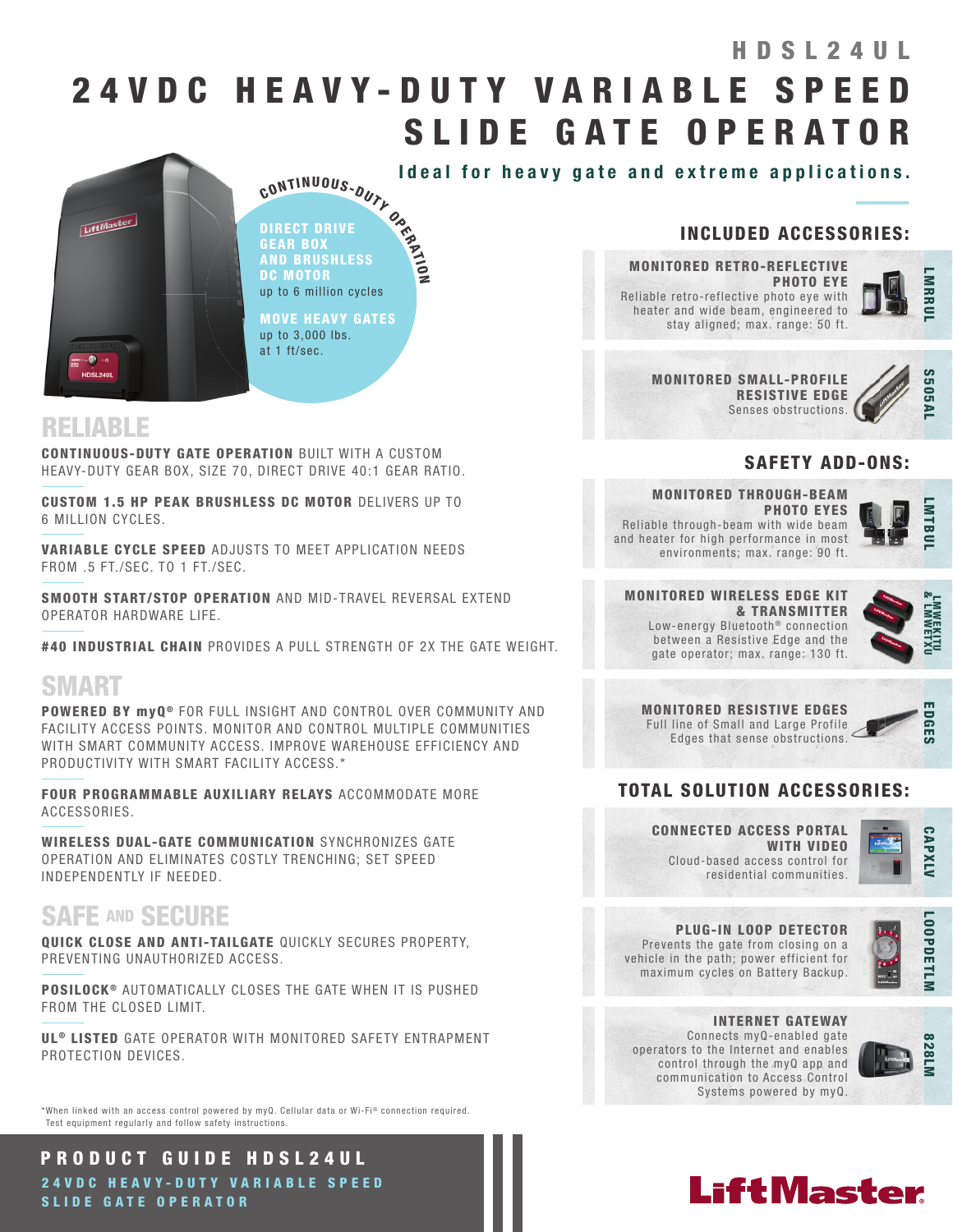# HDSL24UL

# 24VDC HEAVY-DUTY VARIABLE SPEED SLIDE GATE OPERATOR

**Ideal for heavy gate and extreme applications.**

CONTINUOUS-DUTY OPERATION

**DIRECT DRIVE GEAR BOX AND BRUSHLESS DC MOTOR**
up to 6 million cycles

**MOVE HEAVY GATES**
up to 3,000 lbs. at 1 ft/sec.

## RELIABLE

**CONTINUOUS-DUTY GATE OPERATION** BUILT WITH A CUSTOM HEAVY-DUTY GEAR BOX, SIZE 70, DIRECT DRIVE 40:1 GEAR RATIO.

**CUSTOM 1.5 HP PEAK BRUSHLESS DC MOTOR** DELIVERS UP TO 6 MILLION CYCLES.

**VARIABLE CYCLE SPEED** ADJUSTS TO MEET APPLICATION NEEDS FROM .5 FT./SEC. TO 1 FT./SEC.

**SMOOTH START/STOP OPERATION** AND MID-TRAVEL REVERSAL EXTEND OPERATOR HARDWARE LIFE.

**#40 INDUSTRIAL CHAIN** PROVIDES A PULL STRENGTH OF 2X THE GATE WEIGHT.

## SMART

**POWERED BY myQ®** FOR FULL INSIGHT AND CONTROL OVER COMMUNITY AND FACILITY ACCESS POINTS. MONITOR AND CONTROL MULTIPLE COMMUNITIES WITH SMART COMMUNITY ACCESS. IMPROVE WAREHOUSE EFFICIENCY AND PRODUCTIVITY WITH SMART FACILITY ACCESS.*

**FOUR PROGRAMMABLE AUXILIARY RELAYS** ACCOMMODATE MORE ACCESSORIES.

**WIRELESS DUAL-GATE COMMUNICATION** SYNCHRONIZES GATE OPERATION AND ELIMINATES COSTLY TRENCHING; SET SPEED INDEPENDENTLY IF NEEDED.

## SAFE AND SECURE

**QUICK CLOSE AND ANTI-TAILGATE** QUICKLY SECURES PROPERTY, PREVENTING UNAUTHORIZED ACCESS.

**POSILOCK®** AUTOMATICALLY CLOSES THE GATE WHEN IT IS PUSHED FROM THE CLOSED LIMIT.

**UL® LISTED** GATE OPERATOR WITH MONITORED SAFETY ENTRAPMENT PROTECTION DEVICES.

*When linked with an access control powered by myQ. Cellular data or Wi-Fi® connection required. Test equipment regularly and follow safety instructions.

## INCLUDED ACCESSORIES:

**MONITORED RETRO-REFLECTIVE PHOTO EYE** — LMRRUL
Reliable retro-reflective photo eye with heater and wide beam, engineered to stay aligned; max. range: 50 ft.

**MONITORED SMALL-PROFILE RESISTIVE EDGE** — S505AL
Senses obstructions.

## SAFETY ADD-ONS:

**MONITORED THROUGH-BEAM PHOTO EYES** — LMTBUL
Reliable through-beam with wide beam and heater for high performance in most environments; max. range: 90 ft.

**MONITORED WIRELESS EDGE KIT & TRANSMITTER** — LMWEKITU & LMWETXU
Low-energy Bluetooth® connection between a Resistive Edge and the gate operator; max. range: 130 ft.

**MONITORED RESISTIVE EDGES** — EDGES
Full line of Small and Large Profile Edges that sense obstructions.

## TOTAL SOLUTION ACCESSORIES:

**CONNECTED ACCESS PORTAL WITH VIDEO** — CAPXLV
Cloud-based access control for residential communities.

**PLUG-IN LOOP DETECTOR** — LOOPDETLM
Prevents the gate from closing on a vehicle in the path; power efficient for maximum cycles on Battery Backup.

**INTERNET GATEWAY** — 828LM
Connects myQ-enabled gate operators to the Internet and enables control through the myQ app and communication to Access Control Systems powered by myQ.

**PRODUCT GUIDE HDSL24UL**
24VDC HEAVY-DUTY VARIABLE SPEED SLIDE GATE OPERATOR

LiftMaster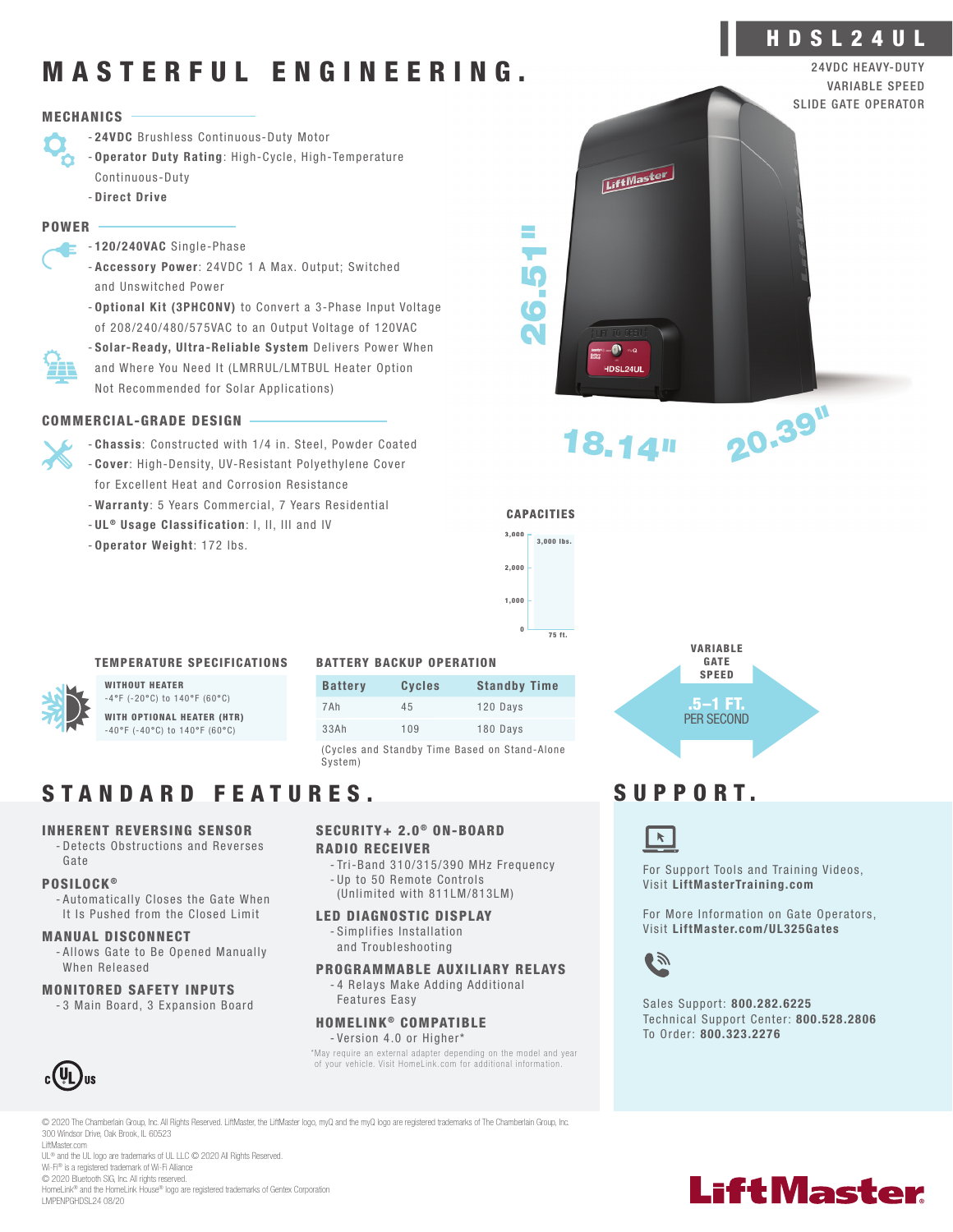# MASTERFUL ENGINEERING.

## HDSL24UL

24VDC HEAVY-DUTY VARIABLE SPEED SLIDE GATE OPERATOR

### MECHANICS

- **24VDC** Brushless Continuous-Duty Motor
- **Operator Duty Rating**: High-Cycle, High-Temperature Continuous-Duty
- **Direct Drive**

### POWER

- **120/240VAC** Single-Phase
- **Accessory Power**: 24VDC 1 A Max. Output; Switched and Unswitched Power
- **Optional Kit (3PHCONV)** to Convert a 3-Phase Input Voltage of 208/240/480/575VAC to an Output Voltage of 120VAC
- **Solar-Ready, Ultra-Reliable System** Delivers Power When and Where You Need It (LMRRUL/LMTBUL Heater Option Not Recommended for Solar Applications)

### COMMERCIAL-GRADE DESIGN

- **Chassis**: Constructed with 1/4 in. Steel, Powder Coated
- **Cover**: High-Density, UV-Resistant Polyethylene Cover for Excellent Heat and Corrosion Resistance
- **Warranty**: 5 Years Commercial, 7 Years Residential
- **UL® Usage Classification**: I, II, III and IV
- **Operator Weight**: 172 lbs.

26.51"

18.14"

20.39"

### CAPACITIES

3,000
2,000
1,000
0
3,000 lbs.
75 ft.

### TEMPERATURE SPECIFICATIONS

**WITHOUT HEATER**
-4°F (-20°C) to 140°F (60°C)

**WITH OPTIONAL HEATER (HTR)**
-40°F (-40°C) to 140°F (60°C)

### BATTERY BACKUP OPERATION

| Battery | Cycles | Standby Time |
|---|---|---|
| 7Ah | 45 | 120 Days |
| 33Ah | 109 | 180 Days |

(Cycles and Standby Time Based on Stand-Alone System)

### VARIABLE GATE SPEED

.5–1 FT. PER SECOND

# STANDARD FEATURES.

### INHERENT REVERSING SENSOR

- Detects Obstructions and Reverses Gate

### POSILOCK®

- Automatically Closes the Gate When It Is Pushed from the Closed Limit

### MANUAL DISCONNECT

- Allows Gate to Be Opened Manually When Released

### MONITORED SAFETY INPUTS

- 3 Main Board, 3 Expansion Board

### SECURITY+ 2.0® ON-BOARD RADIO RECEIVER

- Tri-Band 310/315/390 MHz Frequency
- Up to 50 Remote Controls (Unlimited with 811LM/813LM)

### LED DIAGNOSTIC DISPLAY

- Simplifies Installation and Troubleshooting

### PROGRAMMABLE AUXILIARY RELAYS

- 4 Relays Make Adding Additional Features Easy

### HOMELINK® COMPATIBLE

- Version 4.0 or Higher*

*May require an external adapter depending on the model and year of your vehicle. Visit HomeLink.com for additional information.

# SUPPORT.

For Support Tools and Training Videos, Visit **LiftMasterTraining.com**

For More Information on Gate Operators, Visit **LiftMaster.com/UL325Gates**

Sales Support: **800.282.6225**
Technical Support Center: **800.528.2806**
To Order: **800.323.2276**

© 2020 The Chamberlain Group, Inc. All Rights Reserved. LiftMaster, the LiftMaster logo, myQ and the myQ logo are registered trademarks of The Chamberlain Group, Inc.
300 Windsor Drive, Oak Brook, IL 60523
LiftMaster.com
UL® and the UL logo are trademarks of UL LLC © 2020 All Rights Reserved.
Wi-Fi® is a registered trademark of Wi-Fi Alliance
© 2020 Bluetooth SIG, Inc. All rights reserved.
HomeLink® and the HomeLink House® logo are registered trademarks of Gentex Corporation
LMPENPGHDSL24 08/20

LiftMaster